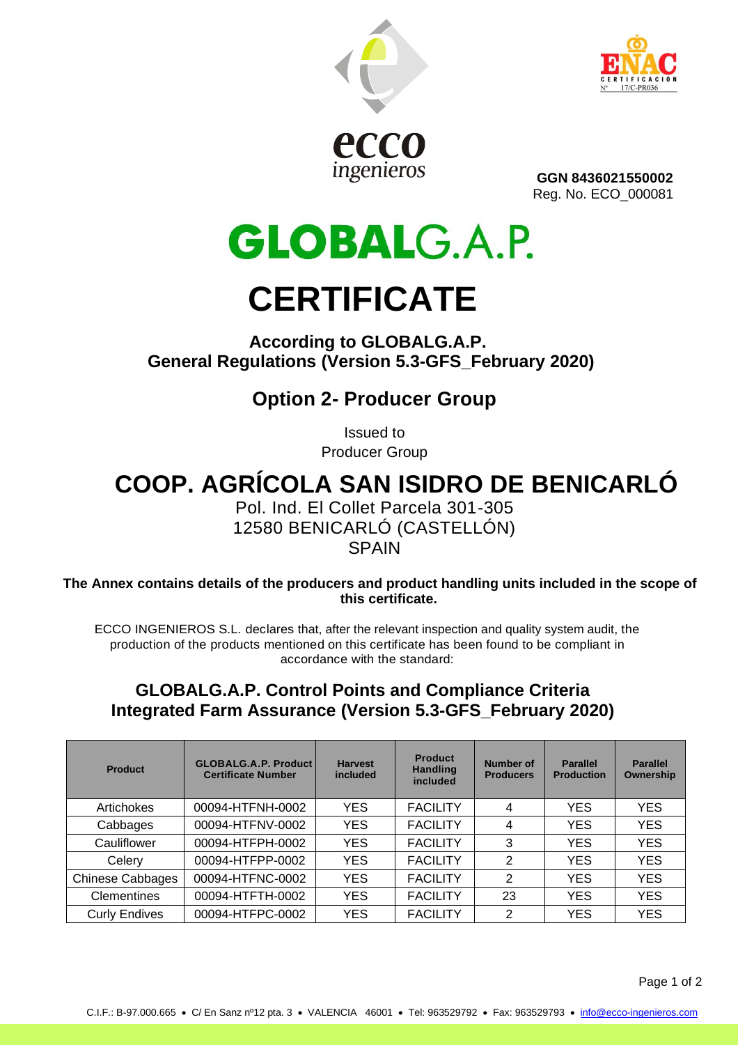ecco ingenieros

ENAC CERTIFICACIÓN Nº 17/C-PR036

**GGN 8436021550002**
Reg. No. ECO_000081

# GLOBALG.A.P.

# CERTIFICATE

## According to GLOBALG.A.P. General Regulations (Version 5.3-GFS_February 2020)

## Option 2- Producer Group

Issued to
Producer Group

# COOP. AGRÍCOLA SAN ISIDRO DE BENICARLÓ

Pol. Ind. El Collet Parcela 301-305
12580 BENICARLÓ (CASTELLÓN)
SPAIN

**The Annex contains details of the producers and product handling units included in the scope of this certificate.**

ECCO INGENIEROS S.L. declares that, after the relevant inspection and quality system audit, the production of the products mentioned on this certificate has been found to be compliant in accordance with the standard:

## GLOBALG.A.P. Control Points and Compliance Criteria Integrated Farm Assurance (Version 5.3-GFS_February 2020)

| Product | GLOBALG.A.P. Product Certificate Number | Harvest included | Product Handling included | Number of Producers | Parallel Production | Parallel Ownership |
|---|---|---|---|---|---|---|
| Artichokes | 00094-HTFNH-0002 | YES | FACILITY | 4 | YES | YES |
| Cabbages | 00094-HTFNV-0002 | YES | FACILITY | 4 | YES | YES |
| Cauliflower | 00094-HTFPH-0002 | YES | FACILITY | 3 | YES | YES |
| Celery | 00094-HTFPP-0002 | YES | FACILITY | 2 | YES | YES |
| Chinese Cabbages | 00094-HTFNC-0002 | YES | FACILITY | 2 | YES | YES |
| Clementines | 00094-HTFTH-0002 | YES | FACILITY | 23 | YES | YES |
| Curly Endives | 00094-HTFPC-0002 | YES | FACILITY | 2 | YES | YES |

C.I.F.: B-97.000.665 • C/ En Sanz nº12 pta. 3 • VALENCIA 46001 • Tel: 963529792 • Fax: 963529793 • info@ecco-ingenieros.com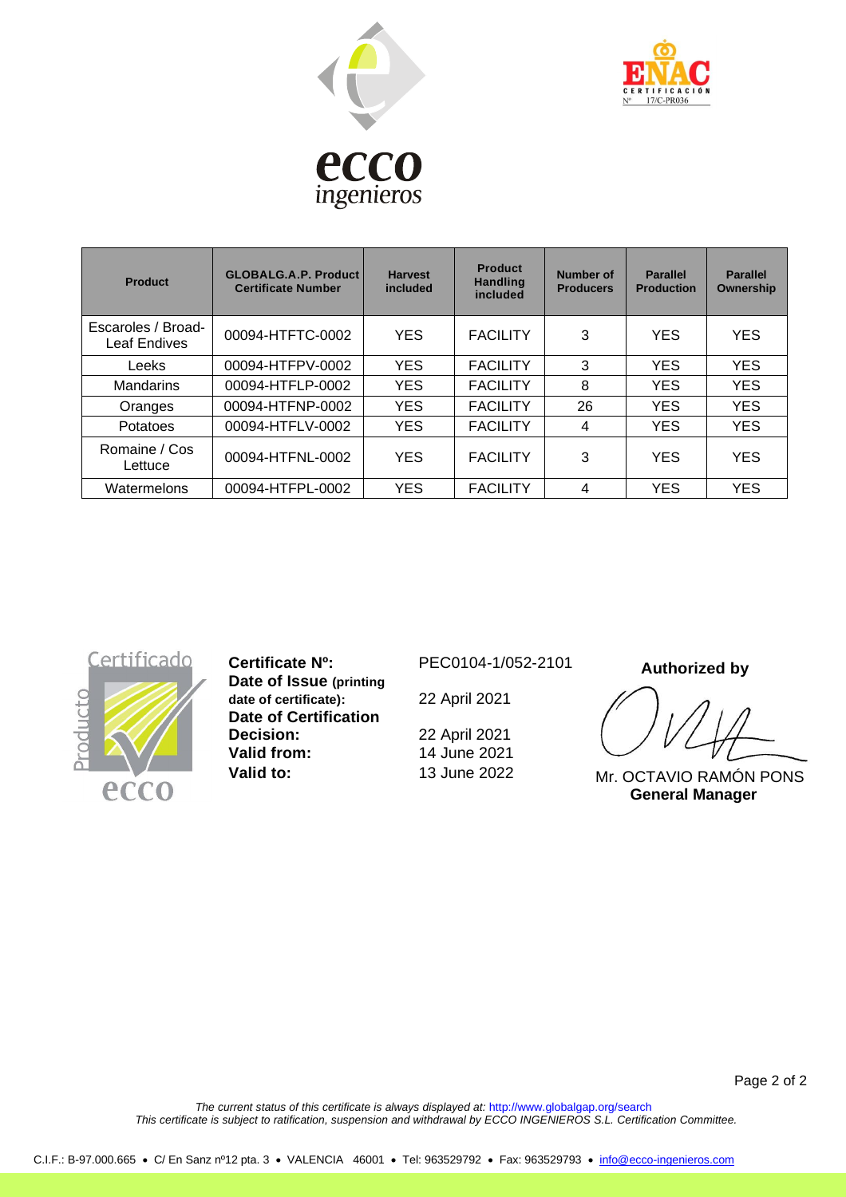| Product | GLOBALG.A.P. Product Certificate Number | Harvest included | Product Handling included | Number of Producers | Parallel Production | Parallel Ownership |
|---|---|---|---|---|---|---|
| Escaroles / Broad-Leaf Endives | 00094-HTFTC-0002 | YES | FACILITY | 3 | YES | YES |
| Leeks | 00094-HTFPV-0002 | YES | FACILITY | 3 | YES | YES |
| Mandarins | 00094-HTFLP-0002 | YES | FACILITY | 8 | YES | YES |
| Oranges | 00094-HTFNP-0002 | YES | FACILITY | 26 | YES | YES |
| Potatoes | 00094-HTFLV-0002 | YES | FACILITY | 4 | YES | YES |
| Romaine / Cos Lettuce | 00094-HTFNL-0002 | YES | FACILITY | 3 | YES | YES |
| Watermelons | 00094-HTFPL-0002 | YES | FACILITY | 4 | YES | YES |

**Certificate Nº:** PEC0104-1/052-2101

**Date of Issue (printing date of certificate):** 22 April 2021

**Date of Certification Decision:** 22 April 2021

**Valid from:** 14 June 2021

**Valid to:** 13 June 2022

**Authorized by**

Mr. OCTAVIO RAMÓN PONS
**General Manager**

*The current status of this certificate is always displayed at:* http://www.globalgap.org/search
*This certificate is subject to ratification, suspension and withdrawal by ECCO INGENIEROS S.L. Certification Committee.*

C.I.F.: B-97.000.665 • C/ En Sanz nº12 pta. 3 • VALENCIA 46001 • Tel: 963529792 • Fax: 963529793 • info@ecco-ingenieros.com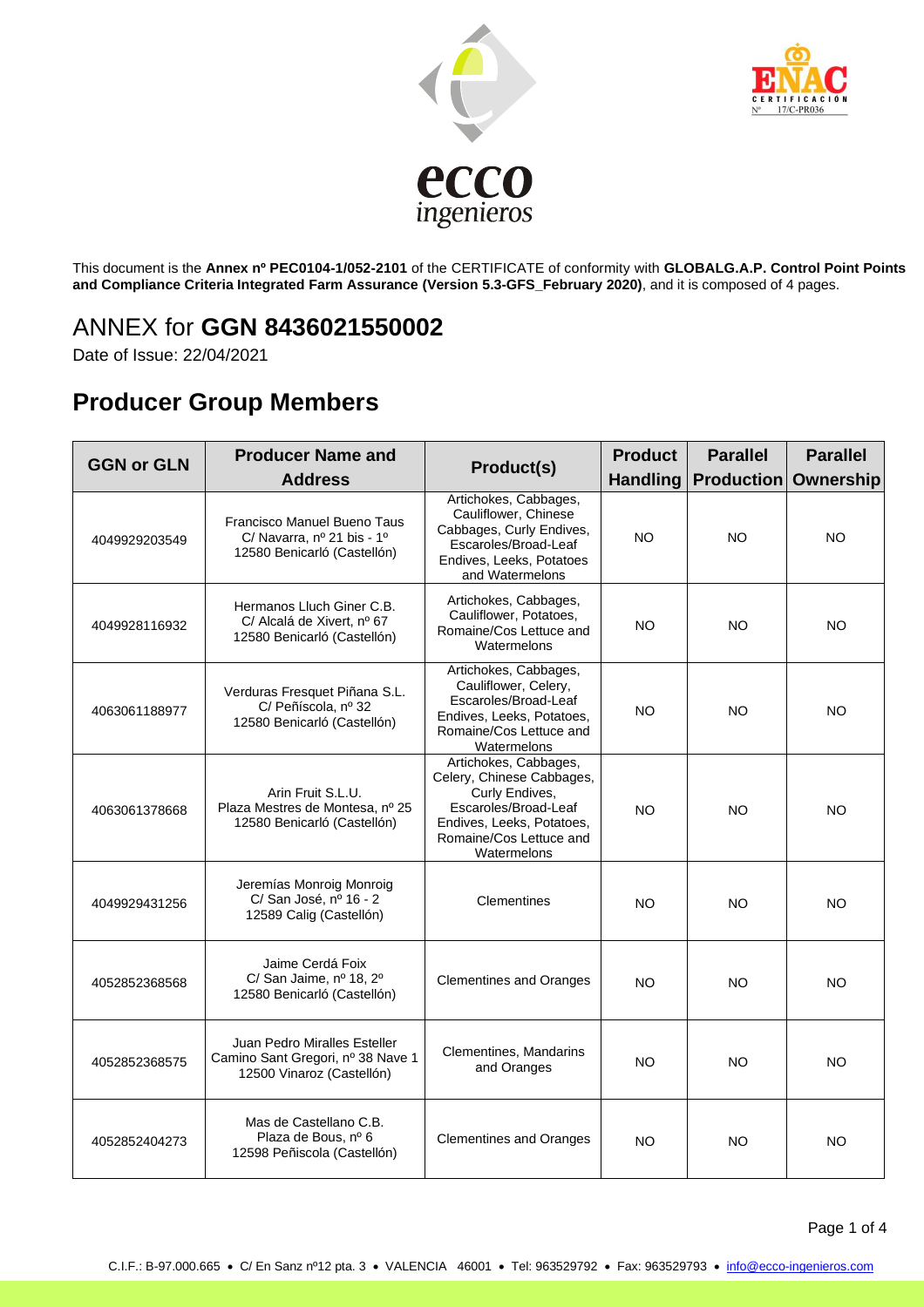This document is the **Annex nº PEC0104-1/052-2101** of the CERTIFICATE of conformity with **GLOBALG.A.P. Control Point Points and Compliance Criteria Integrated Farm Assurance (Version 5.3-GFS_February 2020)**, and it is composed of 4 pages.

# ANNEX for **GGN 8436021550002**

Date of Issue: 22/04/2021

## Producer Group Members

| GGN or GLN | Producer Name and Address | Product(s) | Product Handling | Parallel Production | Parallel Ownership |
|---|---|---|---|---|---|
| 4049929203549 | Francisco Manuel Bueno Taus C/ Navarra, nº 21 bis - 1º 12580 Benicarló (Castellón) | Artichokes, Cabbages, Cauliflower, Chinese Cabbages, Curly Endives, Escaroles/Broad-Leaf Endives, Leeks, Potatoes and Watermelons | NO | NO | NO |
| 4049928116932 | Hermanos Lluch Giner C.B. C/ Alcalá de Xivert, nº 67 12580 Benicarló (Castellón) | Artichokes, Cabbages, Cauliflower, Potatoes, Romaine/Cos Lettuce and Watermelons | NO | NO | NO |
| 4063061188977 | Verduras Fresquet Piñana S.L. C/ Peñíscola, nº 32 12580 Benicarló (Castellón) | Artichokes, Cabbages, Cauliflower, Celery, Escaroles/Broad-Leaf Endives, Leeks, Potatoes, Romaine/Cos Lettuce and Watermelons | NO | NO | NO |
| 4063061378668 | Arin Fruit S.L.U. Plaza Mestres de Montesa, nº 25 12580 Benicarló (Castellón) | Artichokes, Cabbages, Celery, Chinese Cabbages, Curly Endives, Escaroles/Broad-Leaf Endives, Leeks, Potatoes, Romaine/Cos Lettuce and Watermelons | NO | NO | NO |
| 4049929431256 | Jeremías Monroig Monroig C/ San José, nº 16 - 2 12589 Calig (Castellón) | Clementines | NO | NO | NO |
| 4052852368568 | Jaime Cerdá Foix C/ San Jaime, nº 18, 2º 12580 Benicarló (Castellón) | Clementines and Oranges | NO | NO | NO |
| 4052852368575 | Juan Pedro Miralles Esteller Camino Sant Gregori, nº 38 Nave 1 12500 Vinaroz (Castellón) | Clementines, Mandarins and Oranges | NO | NO | NO |
| 4052852404273 | Mas de Castellano C.B. Plaza de Bous, nº 6 12598 Peñiscola (Castellón) | Clementines and Oranges | NO | NO | NO |

C.I.F.: B-97.000.665 • C/ En Sanz nº12 pta. 3 • VALENCIA 46001 • Tel: 963529792 • Fax: 963529793 • info@ecco-ingenieros.com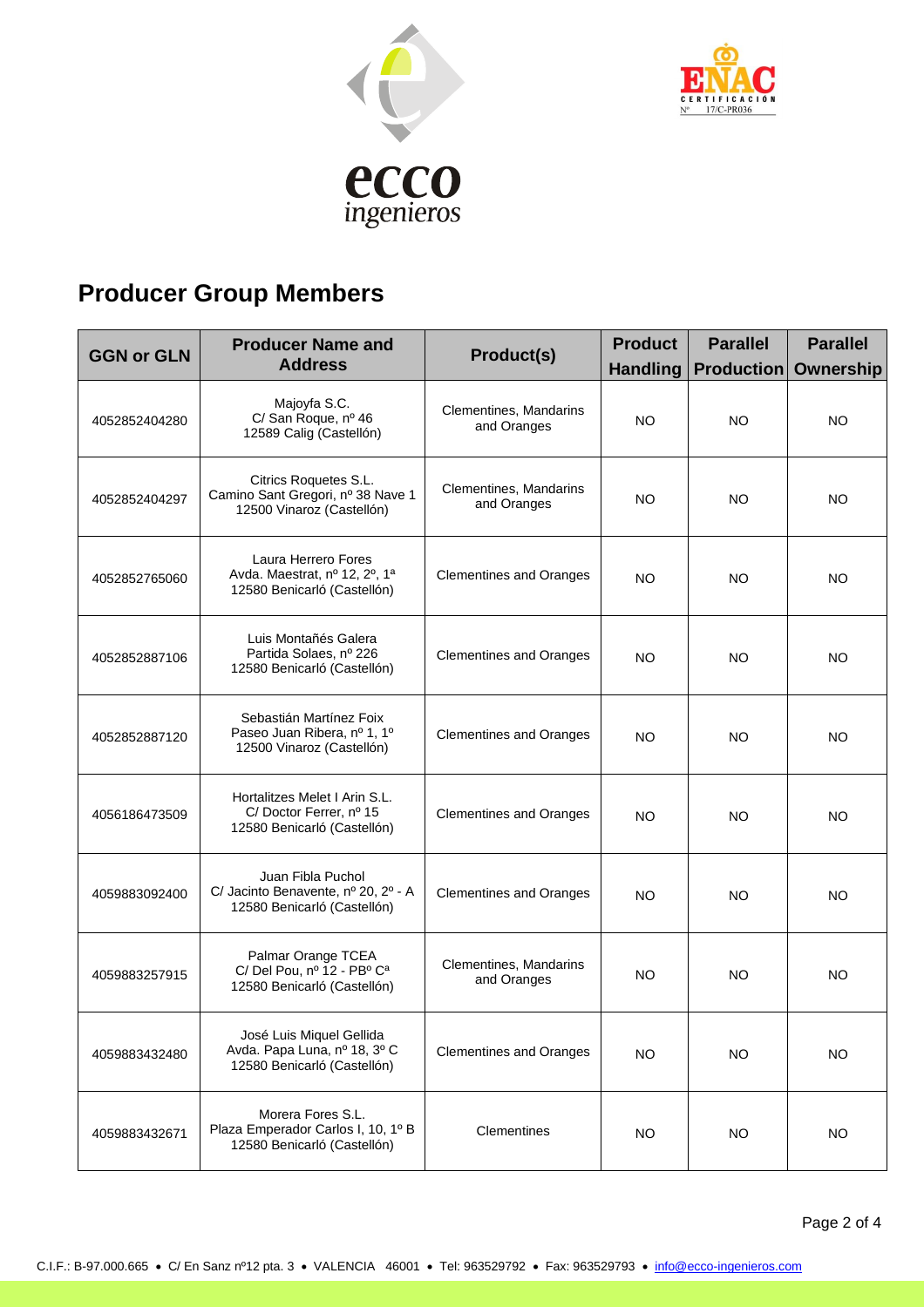## Producer Group Members

| GGN or GLN | Producer Name and Address | Product(s) | Product Handling | Parallel Production | Parallel Ownership |
|---|---|---|---|---|---|
| 4052852404280 | Majoyfa S.C.<br>C/ San Roque, nº 46<br>12589 Calig (Castellón) | Clementines, Mandarins and Oranges | NO | NO | NO |
| 4052852404297 | Citrics Roquetes S.L.<br>Camino Sant Gregori, nº 38 Nave 1<br>12500 Vinaroz (Castellón) | Clementines, Mandarins and Oranges | NO | NO | NO |
| 4052852765060 | Laura Herrero Fores<br>Avda. Maestrat, nº 12, 2º, 1ª<br>12580 Benicarló (Castellón) | Clementines and Oranges | NO | NO | NO |
| 4052852887106 | Luis Montañés Galera<br>Partida Solaes, nº 226<br>12580 Benicarló (Castellón) | Clementines and Oranges | NO | NO | NO |
| 4052852887120 | Sebastián Martínez Foix<br>Paseo Juan Ribera, nº 1, 1º<br>12500 Vinaroz (Castellón) | Clementines and Oranges | NO | NO | NO |
| 4056186473509 | Hortalitzes Melet I Arin S.L.<br>C/ Doctor Ferrer, nº 15<br>12580 Benicarló (Castellón) | Clementines and Oranges | NO | NO | NO |
| 4059883092400 | Juan Fibla Puchol<br>C/ Jacinto Benavente, nº 20, 2º - A<br>12580 Benicarló (Castellón) | Clementines and Oranges | NO | NO | NO |
| 4059883257915 | Palmar Orange TCEA<br>C/ Del Pou, nº 12 - PBº Cª<br>12580 Benicarló (Castellón) | Clementines, Mandarins and Oranges | NO | NO | NO |
| 4059883432480 | José Luis Miquel Gellida<br>Avda. Papa Luna, nº 18, 3º C<br>12580 Benicarló (Castellón) | Clementines and Oranges | NO | NO | NO |
| 4059883432671 | Morera Fores S.L.<br>Plaza Emperador Carlos I, 10, 1º B<br>12580 Benicarló (Castellón) | Clementines | NO | NO | NO |

C.I.F.: B-97.000.665 • C/ En Sanz nº12 pta. 3 • VALENCIA 46001 • Tel: 963529792 • Fax: 963529793 • info@ecco-ingenieros.com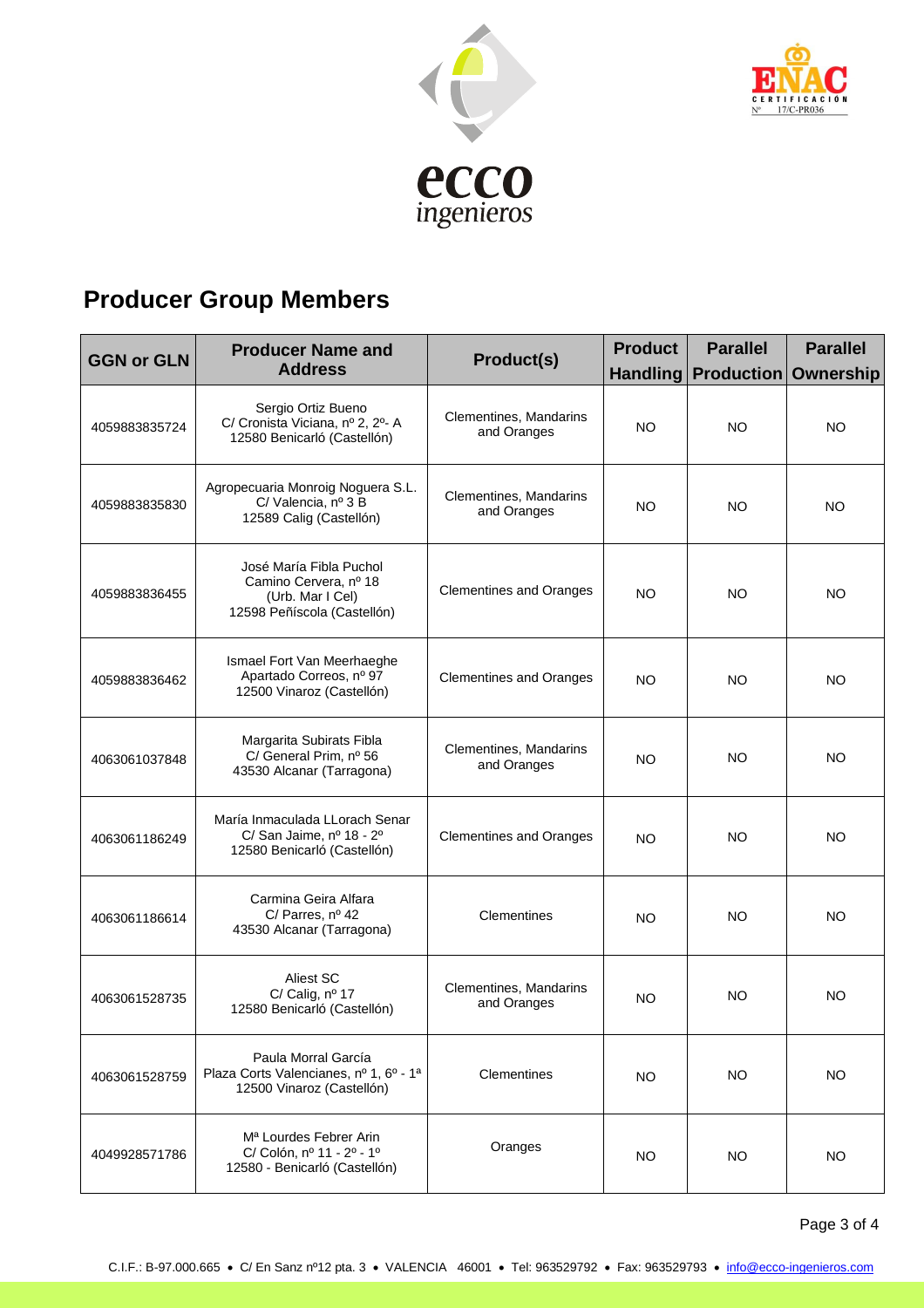## Producer Group Members

| GGN or GLN | Producer Name and Address | Product(s) | Product Handling | Parallel Production | Parallel Ownership |
|---|---|---|---|---|---|
| 4059883835724 | Sergio Ortiz Bueno<br>C/ Cronista Viciana, nº 2, 2º- A<br>12580 Benicarló (Castellón) | Clementines, Mandarins and Oranges | NO | NO | NO |
| 4059883835830 | Agropecuaria Monroig Noguera S.L.<br>C/ Valencia, nº 3 B<br>12589 Calig (Castellón) | Clementines, Mandarins and Oranges | NO | NO | NO |
| 4059883836455 | José María Fibla Puchol<br>Camino Cervera, nº 18<br>(Urb. Mar I Cel)<br>12598 Peñíscola (Castellón) | Clementines and Oranges | NO | NO | NO |
| 4059883836462 | Ismael Fort Van Meerhaeghe<br>Apartado Correos, nº 97<br>12500 Vinaroz (Castellón) | Clementines and Oranges | NO | NO | NO |
| 4063061037848 | Margarita Subirats Fibla<br>C/ General Prim, nº 56<br>43530 Alcanar (Tarragona) | Clementines, Mandarins and Oranges | NO | NO | NO |
| 4063061186249 | María Inmaculada LLorach Senar<br>C/ San Jaime, nº 18 - 2º<br>12580 Benicarló (Castellón) | Clementines and Oranges | NO | NO | NO |
| 4063061186614 | Carmina Geira Alfara<br>C/ Parres, nº 42<br>43530 Alcanar (Tarragona) | Clementines | NO | NO | NO |
| 4063061528735 | Aliest SC<br>C/ Calig, nº 17<br>12580 Benicarló (Castellón) | Clementines, Mandarins and Oranges | NO | NO | NO |
| 4063061528759 | Paula Morral García<br>Plaza Corts Valencianes, nº 1, 6º - 1ª<br>12500 Vinaroz (Castellón) | Clementines | NO | NO | NO |
| 4049928571786 | Mª Lourdes Febrer Arin<br>C/ Colón, nº 11 - 2º - 1º<br>12580 - Benicarló (Castellón) | Oranges | NO | NO | NO |

C.I.F.: B-97.000.665 • C/ En Sanz nº12 pta. 3 • VALENCIA 46001 • Tel: 963529792 • Fax: 963529793 • info@ecco-ingenieros.com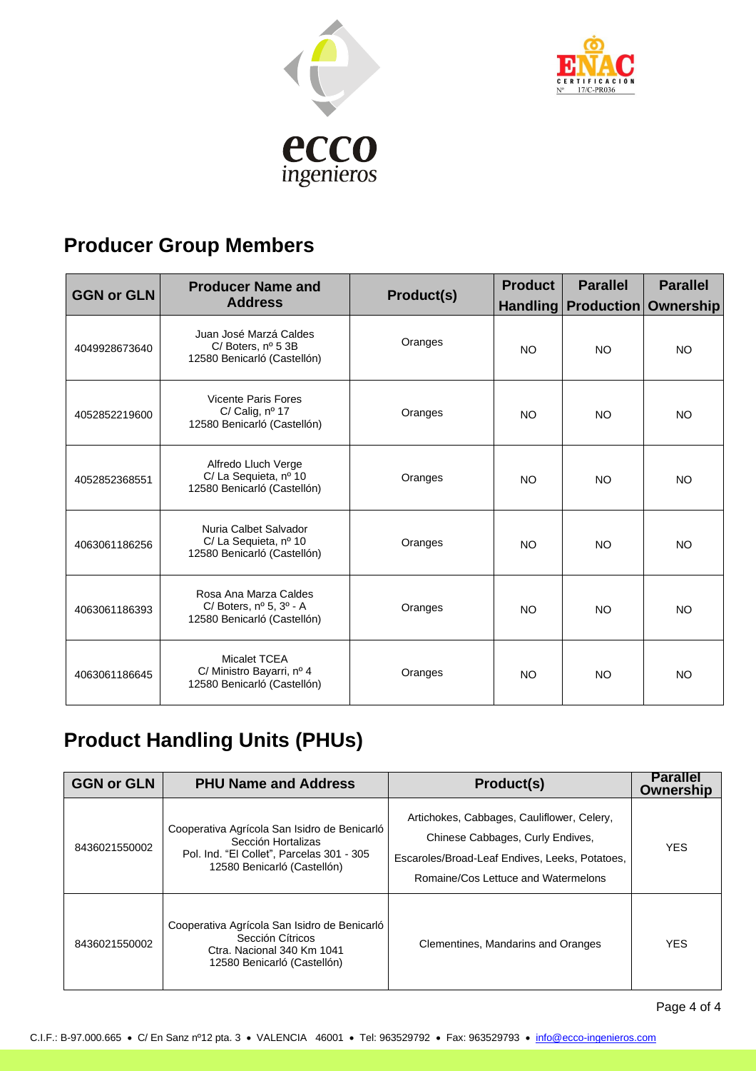## Producer Group Members

| GGN or GLN | Producer Name and Address | Product(s) | Product Handling | Parallel Production | Parallel Ownership |
|---|---|---|---|---|---|
| 4049928673640 | Juan José Marzá Caldes<br>C/ Boters, nº 5 3B<br>12580 Benicarló (Castellón) | Oranges | NO | NO | NO |
| 4052852219600 | Vicente Paris Fores<br>C/ Calig, nº 17<br>12580 Benicarló (Castellón) | Oranges | NO | NO | NO |
| 4052852368551 | Alfredo Lluch Verge<br>C/ La Sequieta, nº 10<br>12580 Benicarló (Castellón) | Oranges | NO | NO | NO |
| 4063061186256 | Nuria Calbet Salvador<br>C/ La Sequieta, nº 10<br>12580 Benicarló (Castellón) | Oranges | NO | NO | NO |
| 4063061186393 | Rosa Ana Marza Caldes<br>C/ Boters, nº 5, 3º - A<br>12580 Benicarló (Castellón) | Oranges | NO | NO | NO |
| 4063061186645 | Micalet TCEA<br>C/ Ministro Bayarri, nº 4<br>12580 Benicarló (Castellón) | Oranges | NO | NO | NO |

## Product Handling Units (PHUs)

| GGN or GLN | PHU Name and Address | Product(s) | Parallel Ownership |
|---|---|---|---|
| 8436021550002 | Cooperativa Agrícola San Isidro de Benicarló<br>Sección Hortalizas<br>Pol. Ind. "El Collet", Parcelas 301 - 305<br>12580 Benicarló (Castellón) | Artichokes, Cabbages, Cauliflower, Celery, Chinese Cabbages, Curly Endives, Escaroles/Broad-Leaf Endives, Leeks, Potatoes, Romaine/Cos Lettuce and Watermelons | YES |
| 8436021550002 | Cooperativa Agrícola San Isidro de Benicarló<br>Sección Cítricos<br>Ctra. Nacional 340 Km 1041<br>12580 Benicarló (Castellón) | Clementines, Mandarins and Oranges | YES |